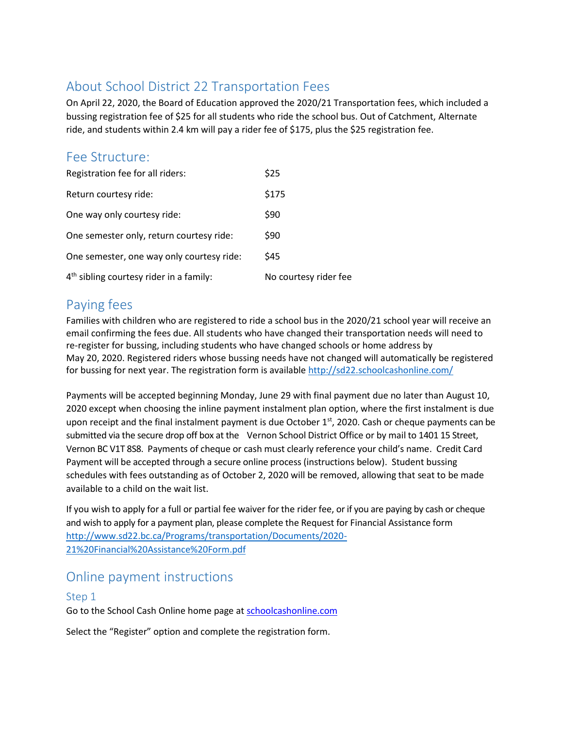## About School District 22 Transportation Fees

On April 22, 2020, the Board of Education approved the 2020/21 Transportation fees, which included a bussing registration fee of $25 for all students who ride the school bus. Out of Catchment, Alternate ride, and students within 2.4 km will pay a rider fee of $175, plus the $25 registration fee.

## Fee Structure:

| | |
|---|---|
| Registration fee for all riders: | $25 |
| Return courtesy ride: | $175 |
| One way only courtesy ride: | $90 |
| One semester only, return courtesy ride: | $90 |
| One semester, one way only courtesy ride: | $45 |
| 4th sibling courtesy rider in a family: | No courtesy rider fee |

## Paying fees

Families with children who are registered to ride a school bus in the 2020/21 school year will receive an email confirming the fees due. All students who have changed their transportation needs will need to re-register for bussing, including students who have changed schools or home address by May 20, 2020. Registered riders whose bussing needs have not changed will automatically be registered for bussing for next year. The registration form is available [http://sd22.schoolcashonline.com/](http://sd22.schoolcashonline.com/)

Payments will be accepted beginning Monday, June 29 with final payment due no later than August 10, 2020 except when choosing the inline payment instalment plan option, where the first instalment is due upon receipt and the final instalment payment is due October 1st, 2020. Cash or cheque payments can be submitted via the secure drop off box at the Vernon School District Office or by mail to 1401 15 Street, Vernon BC V1T 8S8. Payments of cheque or cash must clearly reference your child's name. Credit Card Payment will be accepted through a secure online process (instructions below). Student bussing schedules with fees outstanding as of October 2, 2020 will be removed, allowing that seat to be made available to a child on the wait list.

If you wish to apply for a full or partial fee waiver for the rider fee, or if you are paying by cash or cheque and wish to apply for a payment plan, please complete the Request for Financial Assistance form [http://www.sd22.bc.ca/Programs/transportation/Documents/2020-21%20Financial%20Assistance%20Form.pdf](http://www.sd22.bc.ca/Programs/transportation/Documents/2020-21%20Financial%20Assistance%20Form.pdf)

## Online payment instructions

### Step 1

Go to the School Cash Online home page at [schoolcashonline.com](http://schoolcashonline.com)

Select the "Register" option and complete the registration form.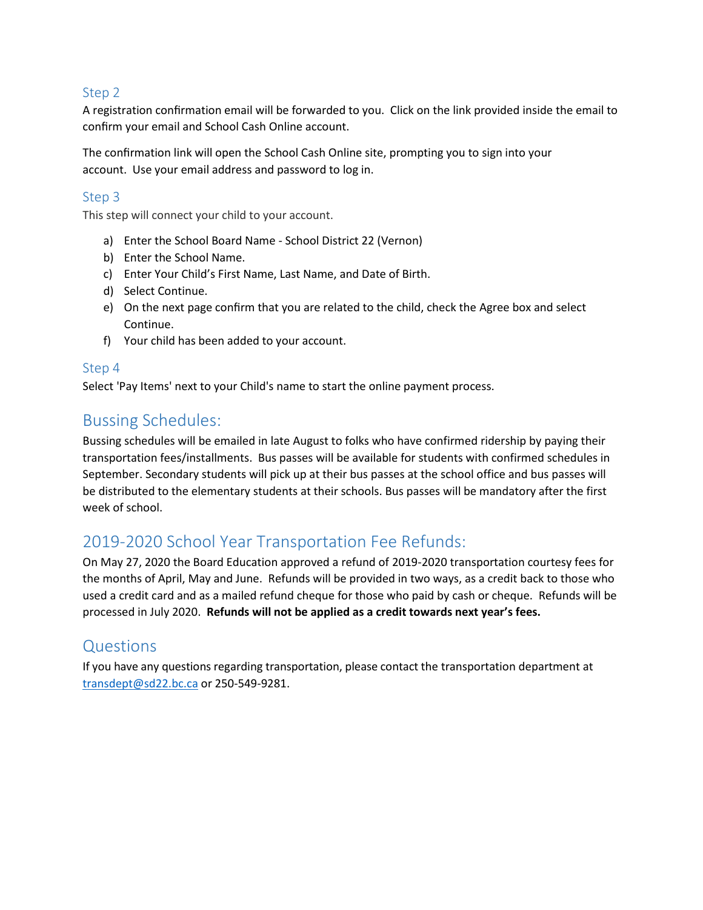### Step 2

A registration confirmation email will be forwarded to you. Click on the link provided inside the email to confirm your email and School Cash Online account.

The confirmation link will open the School Cash Online site, prompting you to sign into your account. Use your email address and password to log in.

### Step 3

This step will connect your child to your account.

a) Enter the School Board Name - School District 22 (Vernon)
b) Enter the School Name.
c) Enter Your Child's First Name, Last Name, and Date of Birth.
d) Select Continue.
e) On the next page confirm that you are related to the child, check the Agree box and select Continue.
f) Your child has been added to your account.

### Step 4

Select 'Pay Items' next to your Child's name to start the online payment process.

## Bussing Schedules:

Bussing schedules will be emailed in late August to folks who have confirmed ridership by paying their transportation fees/installments. Bus passes will be available for students with confirmed schedules in September. Secondary students will pick up at their bus passes at the school office and bus passes will be distributed to the elementary students at their schools. Bus passes will be mandatory after the first week of school.

## 2019-2020 School Year Transportation Fee Refunds:

On May 27, 2020 the Board Education approved a refund of 2019-2020 transportation courtesy fees for the months of April, May and June. Refunds will be provided in two ways, as a credit back to those who used a credit card and as a mailed refund cheque for those who paid by cash or cheque. Refunds will be processed in July 2020. **Refunds will not be applied as a credit towards next year's fees.**

## Questions

If you have any questions regarding transportation, please contact the transportation department at transdept@sd22.bc.ca or 250-549-9281.